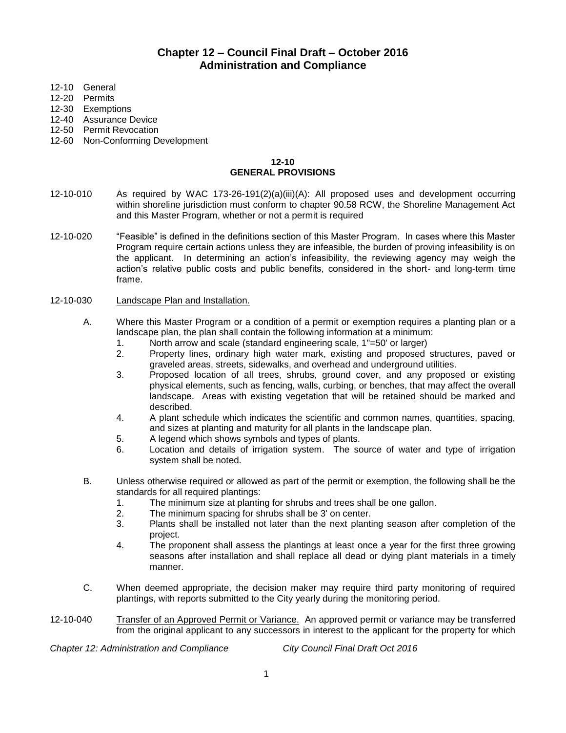# Chapter 12 – Council Final Draft – October 2016
# Administration and Compliance

12-10 General
12-20 Permits
12-30 Exemptions
12-40 Assurance Device
12-50 Permit Revocation
12-60 Non-Conforming Development

## 12-10
## GENERAL PROVISIONS

12-10-010 As required by WAC 173-26-191(2)(a)(iii)(A): All proposed uses and development occurring within shoreline jurisdiction must conform to chapter 90.58 RCW, the Shoreline Management Act and this Master Program, whether or not a permit is required

12-10-020 "Feasible" is defined in the definitions section of this Master Program. In cases where this Master Program require certain actions unless they are infeasible, the burden of proving infeasibility is on the applicant. In determining an action's infeasibility, the reviewing agency may weigh the action's relative public costs and public benefits, considered in the short- and long-term time frame.

12-10-030 Landscape Plan and Installation.

A. Where this Master Program or a condition of a permit or exemption requires a planting plan or a landscape plan, the plan shall contain the following information at a minimum:
   1. North arrow and scale (standard engineering scale, 1"=50' or larger)
   2. Property lines, ordinary high water mark, existing and proposed structures, paved or graveled areas, streets, sidewalks, and overhead and underground utilities.
   3. Proposed location of all trees, shrubs, ground cover, and any proposed or existing physical elements, such as fencing, walls, curbing, or benches, that may affect the overall landscape. Areas with existing vegetation that will be retained should be marked and described.
   4. A plant schedule which indicates the scientific and common names, quantities, spacing, and sizes at planting and maturity for all plants in the landscape plan.
   5. A legend which shows symbols and types of plants.
   6. Location and details of irrigation system. The source of water and type of irrigation system shall be noted.

B. Unless otherwise required or allowed as part of the permit or exemption, the following shall be the standards for all required plantings:
   1. The minimum size at planting for shrubs and trees shall be one gallon.
   2. The minimum spacing for shrubs shall be 3' on center.
   3. Plants shall be installed not later than the next planting season after completion of the project.
   4. The proponent shall assess the plantings at least once a year for the first three growing seasons after installation and shall replace all dead or dying plant materials in a timely manner.

C. When deemed appropriate, the decision maker may require third party monitoring of required plantings, with reports submitted to the City yearly during the monitoring period.

12-10-040 Transfer of an Approved Permit or Variance. An approved permit or variance may be transferred from the original applicant to any successors in interest to the applicant for the property for which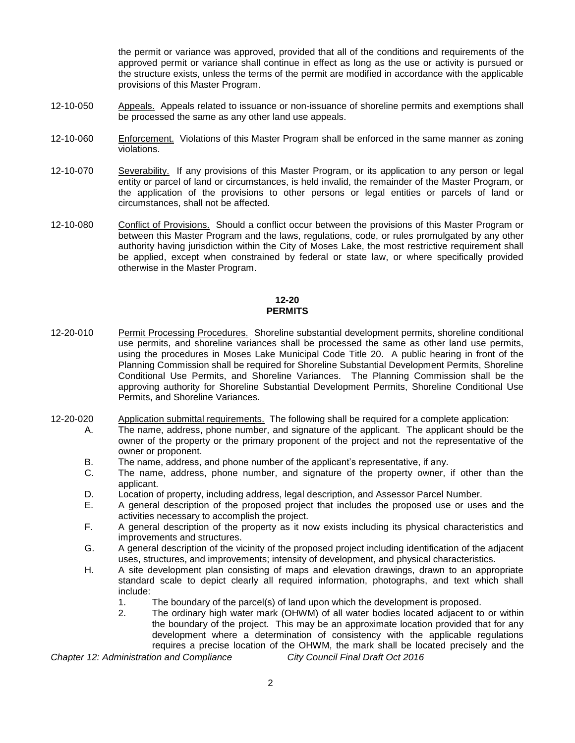the permit or variance was approved, provided that all of the conditions and requirements of the approved permit or variance shall continue in effect as long as the use or activity is pursued or the structure exists, unless the terms of the permit are modified in accordance with the applicable provisions of this Master Program.

12-10-050 Appeals. Appeals related to issuance or non-issuance of shoreline permits and exemptions shall be processed the same as any other land use appeals.

12-10-060 Enforcement. Violations of this Master Program shall be enforced in the same manner as zoning violations.

12-10-070 Severability. If any provisions of this Master Program, or its application to any person or legal entity or parcel of land or circumstances, is held invalid, the remainder of the Master Program, or the application of the provisions to other persons or legal entities or parcels of land or circumstances, shall not be affected.

12-10-080 Conflict of Provisions. Should a conflict occur between the provisions of this Master Program or between this Master Program and the laws, regulations, code, or rules promulgated by any other authority having jurisdiction within the City of Moses Lake, the most restrictive requirement shall be applied, except when constrained by federal or state law, or where specifically provided otherwise in the Master Program.

## 12-20
## PERMITS

12-20-010 Permit Processing Procedures. Shoreline substantial development permits, shoreline conditional use permits, and shoreline variances shall be processed the same as other land use permits, using the procedures in Moses Lake Municipal Code Title 20. A public hearing in front of the Planning Commission shall be required for Shoreline Substantial Development Permits, Shoreline Conditional Use Permits, and Shoreline Variances. The Planning Commission shall be the approving authority for Shoreline Substantial Development Permits, Shoreline Conditional Use Permits, and Shoreline Variances.

12-20-020 Application submittal requirements. The following shall be required for a complete application:

A. The name, address, phone number, and signature of the applicant. The applicant should be the owner of the property or the primary proponent of the project and not the representative of the owner or proponent.

B. The name, address, and phone number of the applicant's representative, if any.

C. The name, address, phone number, and signature of the property owner, if other than the applicant.

D. Location of property, including address, legal description, and Assessor Parcel Number.

E. A general description of the proposed project that includes the proposed use or uses and the activities necessary to accomplish the project.

F. A general description of the property as it now exists including its physical characteristics and improvements and structures.

G. A general description of the vicinity of the proposed project including identification of the adjacent uses, structures, and improvements; intensity of development, and physical characteristics.

H. A site development plan consisting of maps and elevation drawings, drawn to an appropriate standard scale to depict clearly all required information, photographs, and text which shall include:

1. The boundary of the parcel(s) of land upon which the development is proposed.
2. The ordinary high water mark (OHWM) of all water bodies located adjacent to or within the boundary of the project. This may be an approximate location provided that for any development where a determination of consistency with the applicable regulations requires a precise location of the OHWM, the mark shall be located precisely and the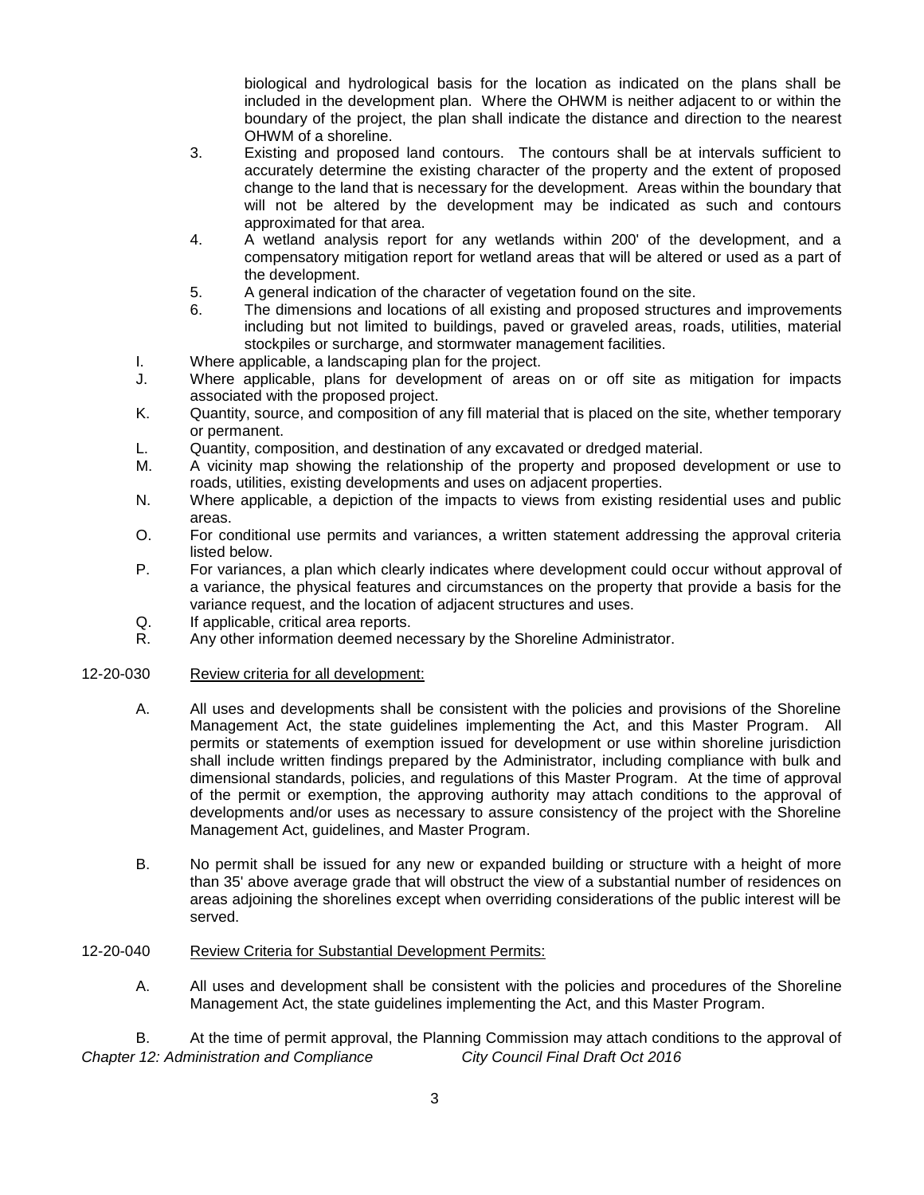biological and hydrological basis for the location as indicated on the plans shall be included in the development plan. Where the OHWM is neither adjacent to or within the boundary of the project, the plan shall indicate the distance and direction to the nearest OHWM of a shoreline.

3. Existing and proposed land contours. The contours shall be at intervals sufficient to accurately determine the existing character of the property and the extent of proposed change to the land that is necessary for the development. Areas within the boundary that will not be altered by the development may be indicated as such and contours approximated for that area.
4. A wetland analysis report for any wetlands within 200' of the development, and a compensatory mitigation report for wetland areas that will be altered or used as a part of the development.
5. A general indication of the character of vegetation found on the site.
6. The dimensions and locations of all existing and proposed structures and improvements including but not limited to buildings, paved or graveled areas, roads, utilities, material stockpiles or surcharge, and stormwater management facilities.

I. Where applicable, a landscaping plan for the project.

J. Where applicable, plans for development of areas on or off site as mitigation for impacts associated with the proposed project.

K. Quantity, source, and composition of any fill material that is placed on the site, whether temporary or permanent.

L. Quantity, composition, and destination of any excavated or dredged material.

M. A vicinity map showing the relationship of the property and proposed development or use to roads, utilities, existing developments and uses on adjacent properties.

N. Where applicable, a depiction of the impacts to views from existing residential uses and public areas.

O. For conditional use permits and variances, a written statement addressing the approval criteria listed below.

P. For variances, a plan which clearly indicates where development could occur without approval of a variance, the physical features and circumstances on the property that provide a basis for the variance request, and the location of adjacent structures and uses.

Q. If applicable, critical area reports.

R. Any other information deemed necessary by the Shoreline Administrator.

12-20-030 <u>Review criteria for all development:</u>

A. All uses and developments shall be consistent with the policies and provisions of the Shoreline Management Act, the state guidelines implementing the Act, and this Master Program. All permits or statements of exemption issued for development or use within shoreline jurisdiction shall include written findings prepared by the Administrator, including compliance with bulk and dimensional standards, policies, and regulations of this Master Program. At the time of approval of the permit or exemption, the approving authority may attach conditions to the approval of developments and/or uses as necessary to assure consistency of the project with the Shoreline Management Act, guidelines, and Master Program.

B. No permit shall be issued for any new or expanded building or structure with a height of more than 35' above average grade that will obstruct the view of a substantial number of residences on areas adjoining the shorelines except when overriding considerations of the public interest will be served.

12-20-040 <u>Review Criteria for Substantial Development Permits:</u>

A. All uses and development shall be consistent with the policies and procedures of the Shoreline Management Act, the state guidelines implementing the Act, and this Master Program.

B. At the time of permit approval, the Planning Commission may attach conditions to the approval of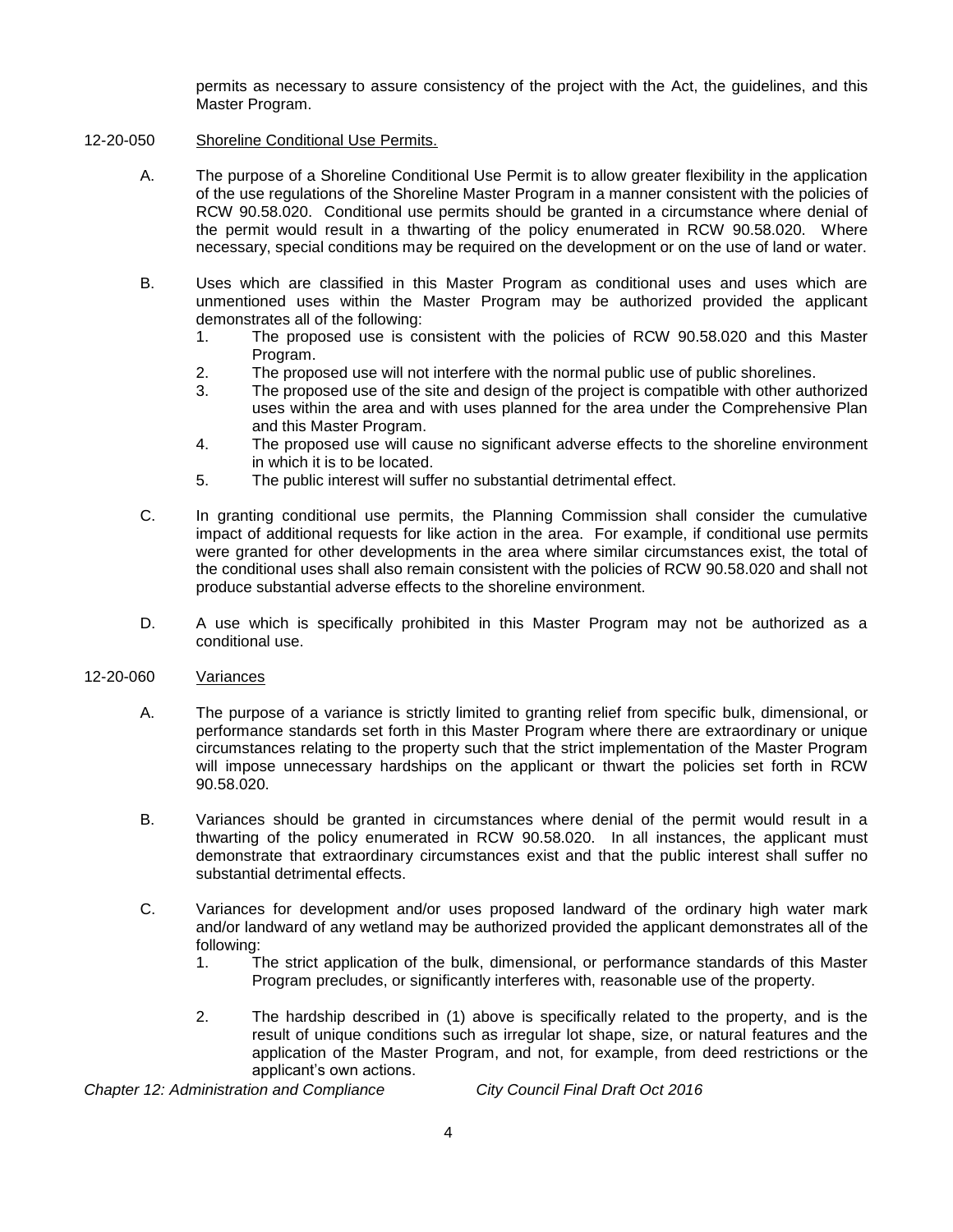permits as necessary to assure consistency of the project with the Act, the guidelines, and this Master Program.

### 12-20-050 Shoreline Conditional Use Permits.

A. The purpose of a Shoreline Conditional Use Permit is to allow greater flexibility in the application of the use regulations of the Shoreline Master Program in a manner consistent with the policies of RCW 90.58.020. Conditional use permits should be granted in a circumstance where denial of the permit would result in a thwarting of the policy enumerated in RCW 90.58.020. Where necessary, special conditions may be required on the development or on the use of land or water.

B. Uses which are classified in this Master Program as conditional uses and uses which are unmentioned uses within the Master Program may be authorized provided the applicant demonstrates all of the following:

1. The proposed use is consistent with the policies of RCW 90.58.020 and this Master Program.
2. The proposed use will not interfere with the normal public use of public shorelines.
3. The proposed use of the site and design of the project is compatible with other authorized uses within the area and with uses planned for the area under the Comprehensive Plan and this Master Program.
4. The proposed use will cause no significant adverse effects to the shoreline environment in which it is to be located.
5. The public interest will suffer no substantial detrimental effect.

C. In granting conditional use permits, the Planning Commission shall consider the cumulative impact of additional requests for like action in the area. For example, if conditional use permits were granted for other developments in the area where similar circumstances exist, the total of the conditional uses shall also remain consistent with the policies of RCW 90.58.020 and shall not produce substantial adverse effects to the shoreline environment.

D. A use which is specifically prohibited in this Master Program may not be authorized as a conditional use.

### 12-20-060 Variances

A. The purpose of a variance is strictly limited to granting relief from specific bulk, dimensional, or performance standards set forth in this Master Program where there are extraordinary or unique circumstances relating to the property such that the strict implementation of the Master Program will impose unnecessary hardships on the applicant or thwart the policies set forth in RCW 90.58.020.

B. Variances should be granted in circumstances where denial of the permit would result in a thwarting of the policy enumerated in RCW 90.58.020. In all instances, the applicant must demonstrate that extraordinary circumstances exist and that the public interest shall suffer no substantial detrimental effects.

C. Variances for development and/or uses proposed landward of the ordinary high water mark and/or landward of any wetland may be authorized provided the applicant demonstrates all of the following:

1. The strict application of the bulk, dimensional, or performance standards of this Master Program precludes, or significantly interferes with, reasonable use of the property.

2. The hardship described in (1) above is specifically related to the property, and is the result of unique conditions such as irregular lot shape, size, or natural features and the application of the Master Program, and not, for example, from deed restrictions or the applicant's own actions.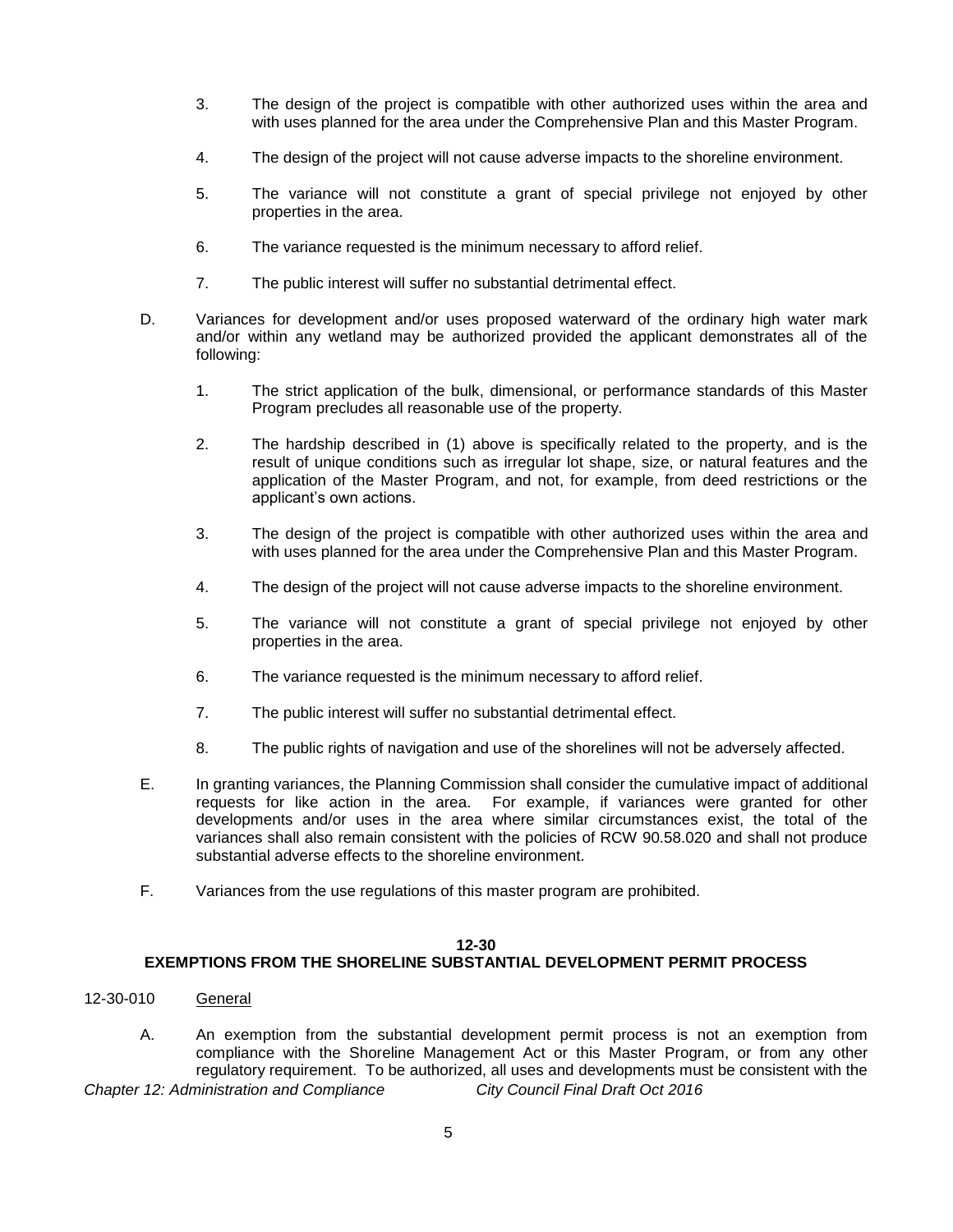3. The design of the project is compatible with other authorized uses within the area and with uses planned for the area under the Comprehensive Plan and this Master Program.

4. The design of the project will not cause adverse impacts to the shoreline environment.

5. The variance will not constitute a grant of special privilege not enjoyed by other properties in the area.

6. The variance requested is the minimum necessary to afford relief.

7. The public interest will suffer no substantial detrimental effect.

D. Variances for development and/or uses proposed waterward of the ordinary high water mark and/or within any wetland may be authorized provided the applicant demonstrates all of the following:

1. The strict application of the bulk, dimensional, or performance standards of this Master Program precludes all reasonable use of the property.

2. The hardship described in (1) above is specifically related to the property, and is the result of unique conditions such as irregular lot shape, size, or natural features and the application of the Master Program, and not, for example, from deed restrictions or the applicant's own actions.

3. The design of the project is compatible with other authorized uses within the area and with uses planned for the area under the Comprehensive Plan and this Master Program.

4. The design of the project will not cause adverse impacts to the shoreline environment.

5. The variance will not constitute a grant of special privilege not enjoyed by other properties in the area.

6. The variance requested is the minimum necessary to afford relief.

7. The public interest will suffer no substantial detrimental effect.

8. The public rights of navigation and use of the shorelines will not be adversely affected.

E. In granting variances, the Planning Commission shall consider the cumulative impact of additional requests for like action in the area. For example, if variances were granted for other developments and/or uses in the area where similar circumstances exist, the total of the variances shall also remain consistent with the policies of RCW 90.58.020 and shall not produce substantial adverse effects to the shoreline environment.

F. Variances from the use regulations of this master program are prohibited.

## 12-30
## EXEMPTIONS FROM THE SHORELINE SUBSTANTIAL DEVELOPMENT PERMIT PROCESS

12-30-010 General

A. An exemption from the substantial development permit process is not an exemption from compliance with the Shoreline Management Act or this Master Program, or from any other regulatory requirement. To be authorized, all uses and developments must be consistent with the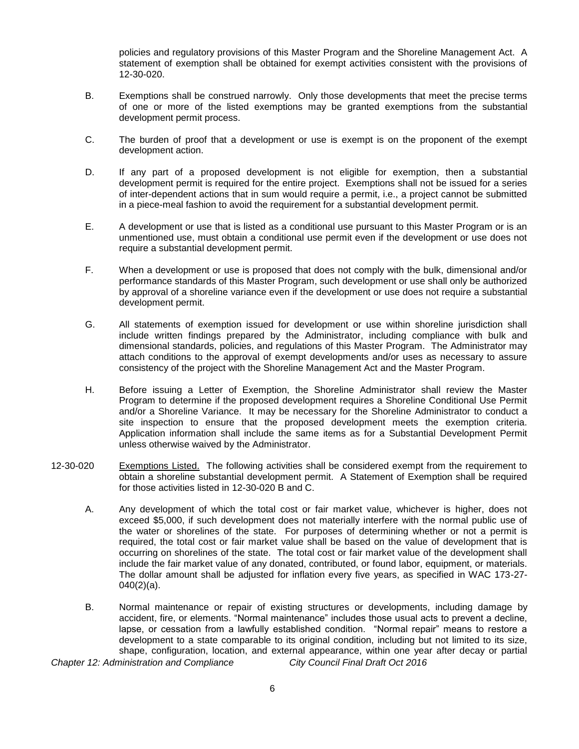policies and regulatory provisions of this Master Program and the Shoreline Management Act. A statement of exemption shall be obtained for exempt activities consistent with the provisions of 12-30-020.

B. Exemptions shall be construed narrowly. Only those developments that meet the precise terms of one or more of the listed exemptions may be granted exemptions from the substantial development permit process.

C. The burden of proof that a development or use is exempt is on the proponent of the exempt development action.

D. If any part of a proposed development is not eligible for exemption, then a substantial development permit is required for the entire project. Exemptions shall not be issued for a series of inter-dependent actions that in sum would require a permit, i.e., a project cannot be submitted in a piece-meal fashion to avoid the requirement for a substantial development permit.

E. A development or use that is listed as a conditional use pursuant to this Master Program or is an unmentioned use, must obtain a conditional use permit even if the development or use does not require a substantial development permit.

F. When a development or use is proposed that does not comply with the bulk, dimensional and/or performance standards of this Master Program, such development or use shall only be authorized by approval of a shoreline variance even if the development or use does not require a substantial development permit.

G. All statements of exemption issued for development or use within shoreline jurisdiction shall include written findings prepared by the Administrator, including compliance with bulk and dimensional standards, policies, and regulations of this Master Program. The Administrator may attach conditions to the approval of exempt developments and/or uses as necessary to assure consistency of the project with the Shoreline Management Act and the Master Program.

H. Before issuing a Letter of Exemption, the Shoreline Administrator shall review the Master Program to determine if the proposed development requires a Shoreline Conditional Use Permit and/or a Shoreline Variance. It may be necessary for the Shoreline Administrator to conduct a site inspection to ensure that the proposed development meets the exemption criteria. Application information shall include the same items as for a Substantial Development Permit unless otherwise waived by the Administrator.

12-30-020 Exemptions Listed. The following activities shall be considered exempt from the requirement to obtain a shoreline substantial development permit. A Statement of Exemption shall be required for those activities listed in 12-30-020 B and C.

A. Any development of which the total cost or fair market value, whichever is higher, does not exceed $5,000, if such development does not materially interfere with the normal public use of the water or shorelines of the state. For purposes of determining whether or not a permit is required, the total cost or fair market value shall be based on the value of development that is occurring on shorelines of the state. The total cost or fair market value of the development shall include the fair market value of any donated, contributed, or found labor, equipment, or materials. The dollar amount shall be adjusted for inflation every five years, as specified in WAC 173-27-040(2)(a).

B. Normal maintenance or repair of existing structures or developments, including damage by accident, fire, or elements. "Normal maintenance" includes those usual acts to prevent a decline, lapse, or cessation from a lawfully established condition. "Normal repair" means to restore a development to a state comparable to its original condition, including but not limited to its size, shape, configuration, location, and external appearance, within one year after decay or partial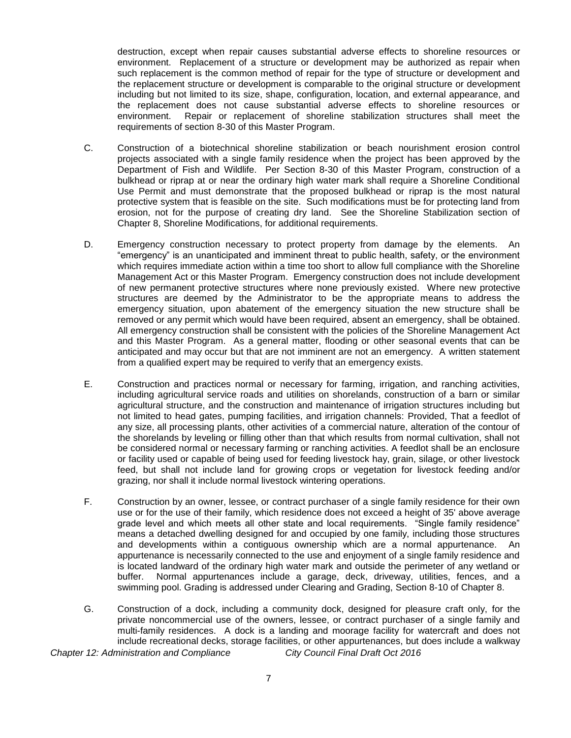destruction, except when repair causes substantial adverse effects to shoreline resources or environment. Replacement of a structure or development may be authorized as repair when such replacement is the common method of repair for the type of structure or development and the replacement structure or development is comparable to the original structure or development including but not limited to its size, shape, configuration, location, and external appearance, and the replacement does not cause substantial adverse effects to shoreline resources or environment. Repair or replacement of shoreline stabilization structures shall meet the requirements of section 8-30 of this Master Program.

C. Construction of a biotechnical shoreline stabilization or beach nourishment erosion control projects associated with a single family residence when the project has been approved by the Department of Fish and Wildlife. Per Section 8-30 of this Master Program, construction of a bulkhead or riprap at or near the ordinary high water mark shall require a Shoreline Conditional Use Permit and must demonstrate that the proposed bulkhead or riprap is the most natural protective system that is feasible on the site. Such modifications must be for protecting land from erosion, not for the purpose of creating dry land. See the Shoreline Stabilization section of Chapter 8, Shoreline Modifications, for additional requirements.

D. Emergency construction necessary to protect property from damage by the elements. An "emergency" is an unanticipated and imminent threat to public health, safety, or the environment which requires immediate action within a time too short to allow full compliance with the Shoreline Management Act or this Master Program. Emergency construction does not include development of new permanent protective structures where none previously existed. Where new protective structures are deemed by the Administrator to be the appropriate means to address the emergency situation, upon abatement of the emergency situation the new structure shall be removed or any permit which would have been required, absent an emergency, shall be obtained. All emergency construction shall be consistent with the policies of the Shoreline Management Act and this Master Program. As a general matter, flooding or other seasonal events that can be anticipated and may occur but that are not imminent are not an emergency. A written statement from a qualified expert may be required to verify that an emergency exists.

E. Construction and practices normal or necessary for farming, irrigation, and ranching activities, including agricultural service roads and utilities on shorelands, construction of a barn or similar agricultural structure, and the construction and maintenance of irrigation structures including but not limited to head gates, pumping facilities, and irrigation channels: Provided, That a feedlot of any size, all processing plants, other activities of a commercial nature, alteration of the contour of the shorelands by leveling or filling other than that which results from normal cultivation, shall not be considered normal or necessary farming or ranching activities. A feedlot shall be an enclosure or facility used or capable of being used for feeding livestock hay, grain, silage, or other livestock feed, but shall not include land for growing crops or vegetation for livestock feeding and/or grazing, nor shall it include normal livestock wintering operations.

F. Construction by an owner, lessee, or contract purchaser of a single family residence for their own use or for the use of their family, which residence does not exceed a height of 35' above average grade level and which meets all other state and local requirements. "Single family residence" means a detached dwelling designed for and occupied by one family, including those structures and developments within a contiguous ownership which are a normal appurtenance. An appurtenance is necessarily connected to the use and enjoyment of a single family residence and is located landward of the ordinary high water mark and outside the perimeter of any wetland or buffer. Normal appurtenances include a garage, deck, driveway, utilities, fences, and a swimming pool. Grading is addressed under Clearing and Grading, Section 8-10 of Chapter 8.

G. Construction of a dock, including a community dock, designed for pleasure craft only, for the private noncommercial use of the owners, lessee, or contract purchaser of a single family and multi-family residences. A dock is a landing and moorage facility for watercraft and does not include recreational decks, storage facilities, or other appurtenances, but does include a walkway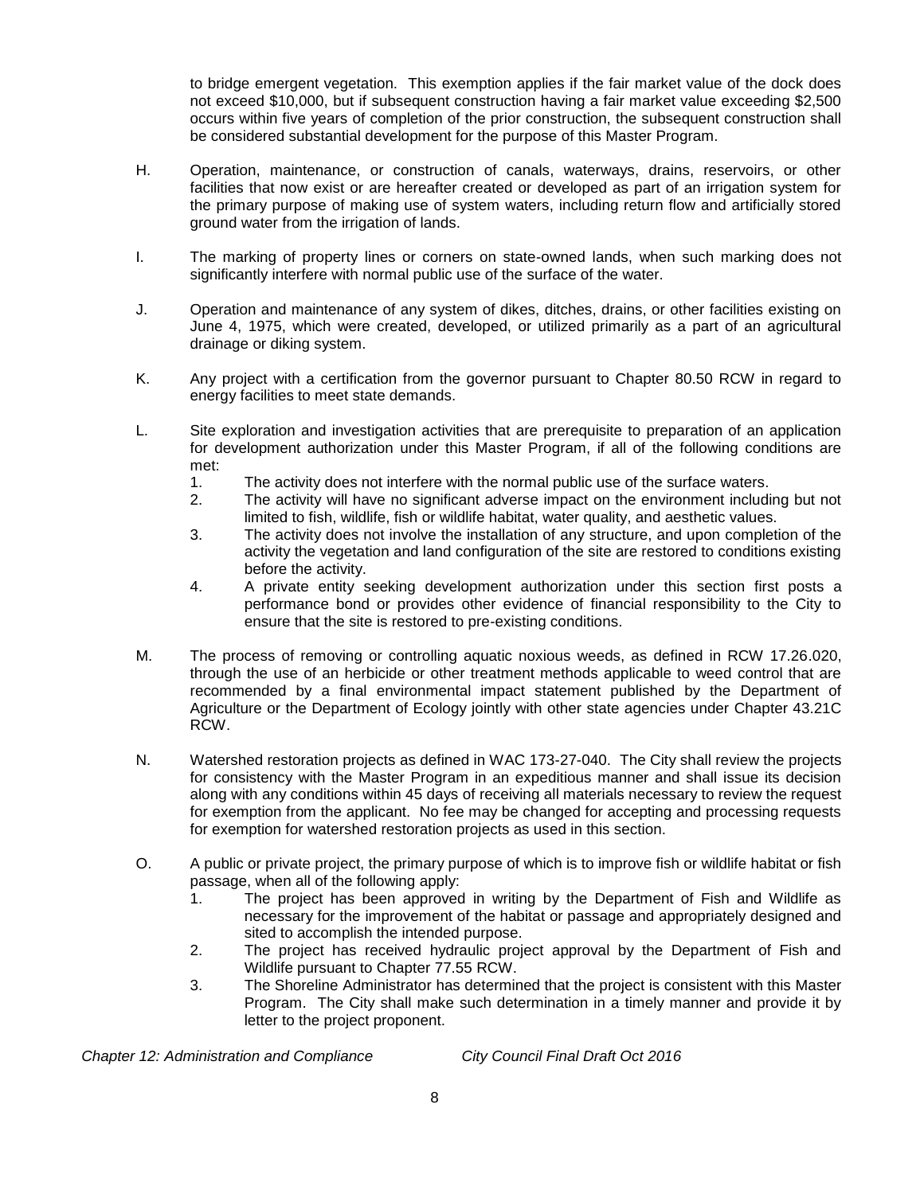to bridge emergent vegetation. This exemption applies if the fair market value of the dock does not exceed $10,000, but if subsequent construction having a fair market value exceeding $2,500 occurs within five years of completion of the prior construction, the subsequent construction shall be considered substantial development for the purpose of this Master Program.

H. Operation, maintenance, or construction of canals, waterways, drains, reservoirs, or other facilities that now exist or are hereafter created or developed as part of an irrigation system for the primary purpose of making use of system waters, including return flow and artificially stored ground water from the irrigation of lands.

I. The marking of property lines or corners on state-owned lands, when such marking does not significantly interfere with normal public use of the surface of the water.

J. Operation and maintenance of any system of dikes, ditches, drains, or other facilities existing on June 4, 1975, which were created, developed, or utilized primarily as a part of an agricultural drainage or diking system.

K. Any project with a certification from the governor pursuant to Chapter 80.50 RCW in regard to energy facilities to meet state demands.

L. Site exploration and investigation activities that are prerequisite to preparation of an application for development authorization under this Master Program, if all of the following conditions are met:
   1. The activity does not interfere with the normal public use of the surface waters.
   2. The activity will have no significant adverse impact on the environment including but not limited to fish, wildlife, fish or wildlife habitat, water quality, and aesthetic values.
   3. The activity does not involve the installation of any structure, and upon completion of the activity the vegetation and land configuration of the site are restored to conditions existing before the activity.
   4. A private entity seeking development authorization under this section first posts a performance bond or provides other evidence of financial responsibility to the City to ensure that the site is restored to pre-existing conditions.

M. The process of removing or controlling aquatic noxious weeds, as defined in RCW 17.26.020, through the use of an herbicide or other treatment methods applicable to weed control that are recommended by a final environmental impact statement published by the Department of Agriculture or the Department of Ecology jointly with other state agencies under Chapter 43.21C RCW.

N. Watershed restoration projects as defined in WAC 173-27-040. The City shall review the projects for consistency with the Master Program in an expeditious manner and shall issue its decision along with any conditions within 45 days of receiving all materials necessary to review the request for exemption from the applicant. No fee may be changed for accepting and processing requests for exemption for watershed restoration projects as used in this section.

O. A public or private project, the primary purpose of which is to improve fish or wildlife habitat or fish passage, when all of the following apply:
   1. The project has been approved in writing by the Department of Fish and Wildlife as necessary for the improvement of the habitat or passage and appropriately designed and sited to accomplish the intended purpose.
   2. The project has received hydraulic project approval by the Department of Fish and Wildlife pursuant to Chapter 77.55 RCW.
   3. The Shoreline Administrator has determined that the project is consistent with this Master Program. The City shall make such determination in a timely manner and provide it by letter to the project proponent.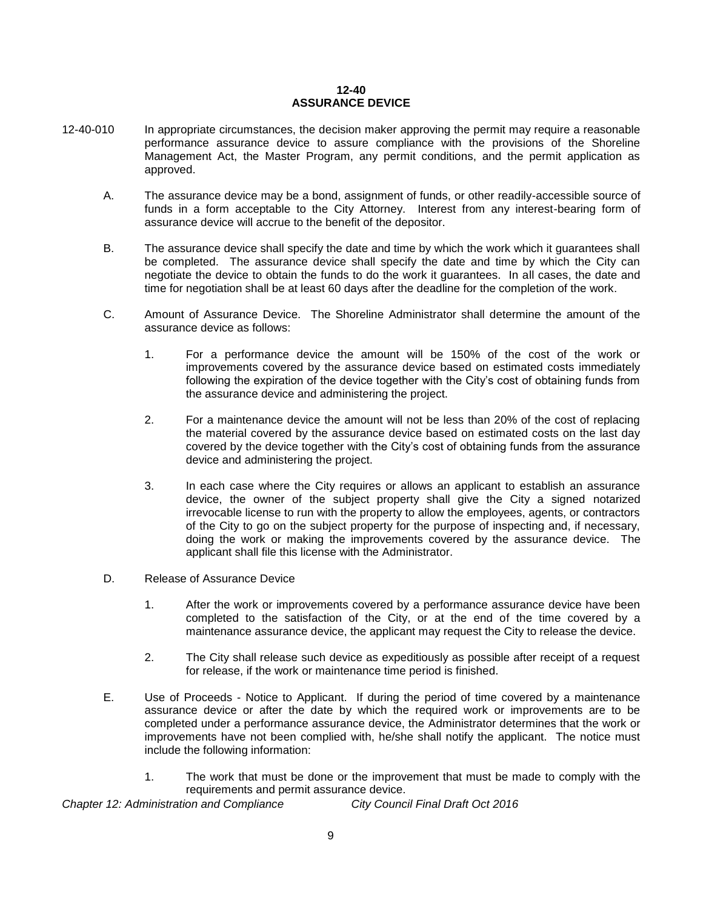# 12-40
# ASSURANCE DEVICE

12-40-010 In appropriate circumstances, the decision maker approving the permit may require a reasonable performance assurance device to assure compliance with the provisions of the Shoreline Management Act, the Master Program, any permit conditions, and the permit application as approved.

A. The assurance device may be a bond, assignment of funds, or other readily-accessible source of funds in a form acceptable to the City Attorney. Interest from any interest-bearing form of assurance device will accrue to the benefit of the depositor.

B. The assurance device shall specify the date and time by which the work which it guarantees shall be completed. The assurance device shall specify the date and time by which the City can negotiate the device to obtain the funds to do the work it guarantees. In all cases, the date and time for negotiation shall be at least 60 days after the deadline for the completion of the work.

C. Amount of Assurance Device. The Shoreline Administrator shall determine the amount of the assurance device as follows:

1. For a performance device the amount will be 150% of the cost of the work or improvements covered by the assurance device based on estimated costs immediately following the expiration of the device together with the City's cost of obtaining funds from the assurance device and administering the project.

2. For a maintenance device the amount will not be less than 20% of the cost of replacing the material covered by the assurance device based on estimated costs on the last day covered by the device together with the City's cost of obtaining funds from the assurance device and administering the project.

3. In each case where the City requires or allows an applicant to establish an assurance device, the owner of the subject property shall give the City a signed notarized irrevocable license to run with the property to allow the employees, agents, or contractors of the City to go on the subject property for the purpose of inspecting and, if necessary, doing the work or making the improvements covered by the assurance device. The applicant shall file this license with the Administrator.

D. Release of Assurance Device

1. After the work or improvements covered by a performance assurance device have been completed to the satisfaction of the City, or at the end of the time covered by a maintenance assurance device, the applicant may request the City to release the device.

2. The City shall release such device as expeditiously as possible after receipt of a request for release, if the work or maintenance time period is finished.

E. Use of Proceeds - Notice to Applicant. If during the period of time covered by a maintenance assurance device or after the date by which the required work or improvements are to be completed under a performance assurance device, the Administrator determines that the work or improvements have not been complied with, he/she shall notify the applicant. The notice must include the following information:

1. The work that must be done or the improvement that must be made to comply with the requirements and permit assurance device.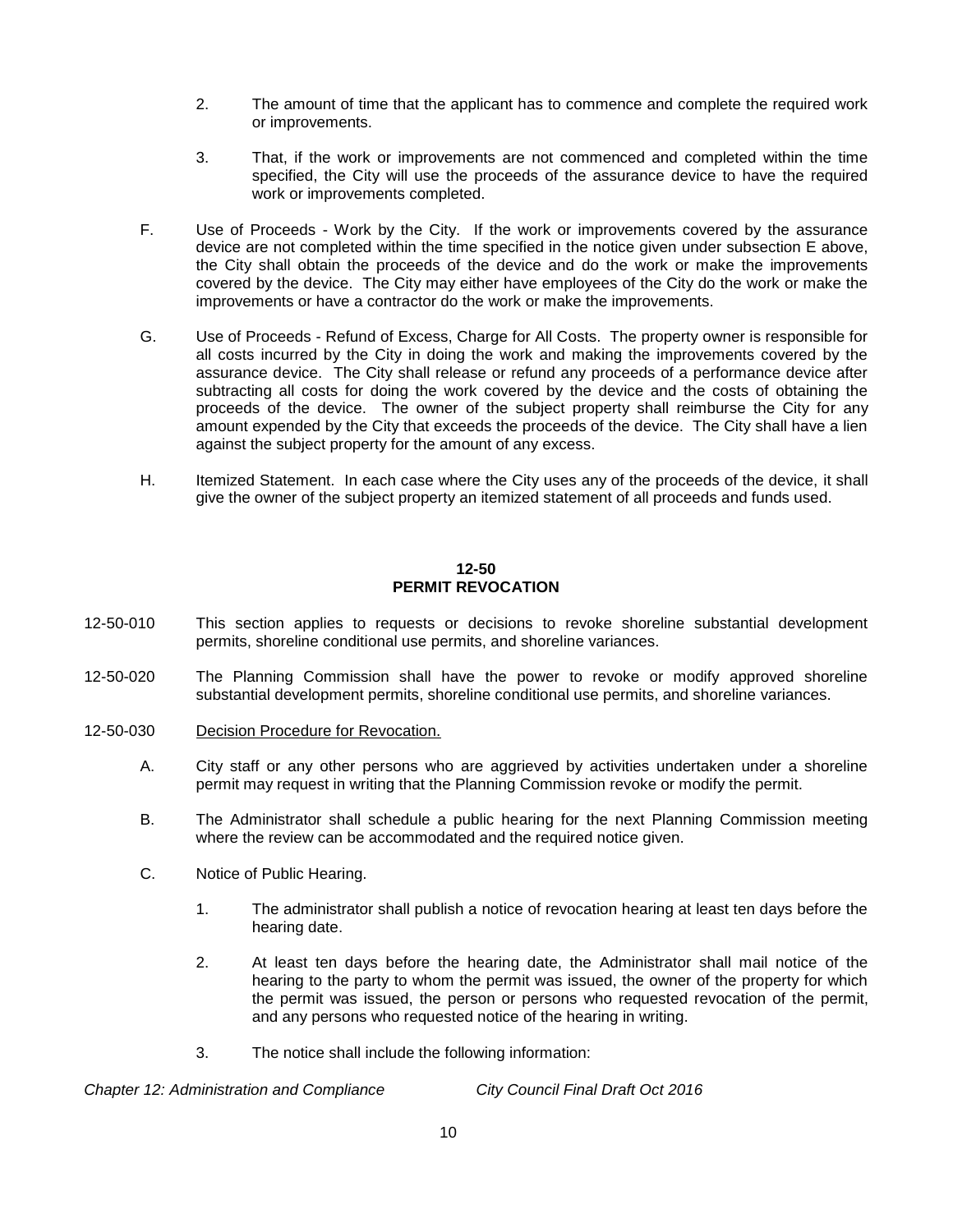2. The amount of time that the applicant has to commence and complete the required work or improvements.

3. That, if the work or improvements are not commenced and completed within the time specified, the City will use the proceeds of the assurance device to have the required work or improvements completed.

F. Use of Proceeds - Work by the City. If the work or improvements covered by the assurance device are not completed within the time specified in the notice given under subsection E above, the City shall obtain the proceeds of the device and do the work or make the improvements covered by the device. The City may either have employees of the City do the work or make the improvements or have a contractor do the work or make the improvements.

G. Use of Proceeds - Refund of Excess, Charge for All Costs. The property owner is responsible for all costs incurred by the City in doing the work and making the improvements covered by the assurance device. The City shall release or refund any proceeds of a performance device after subtracting all costs for doing the work covered by the device and the costs of obtaining the proceeds of the device. The owner of the subject property shall reimburse the City for any amount expended by the City that exceeds the proceeds of the device. The City shall have a lien against the subject property for the amount of any excess.

H. Itemized Statement. In each case where the City uses any of the proceeds of the device, it shall give the owner of the subject property an itemized statement of all proceeds and funds used.

## 12-50
## PERMIT REVOCATION

12-50-010 This section applies to requests or decisions to revoke shoreline substantial development permits, shoreline conditional use permits, and shoreline variances.

12-50-020 The Planning Commission shall have the power to revoke or modify approved shoreline substantial development permits, shoreline conditional use permits, and shoreline variances.

12-50-030 <u>Decision Procedure for Revocation.</u>

A. City staff or any other persons who are aggrieved by activities undertaken under a shoreline permit may request in writing that the Planning Commission revoke or modify the permit.

B. The Administrator shall schedule a public hearing for the next Planning Commission meeting where the review can be accommodated and the required notice given.

C. Notice of Public Hearing.

1. The administrator shall publish a notice of revocation hearing at least ten days before the hearing date.

2. At least ten days before the hearing date, the Administrator shall mail notice of the hearing to the party to whom the permit was issued, the owner of the property for which the permit was issued, the person or persons who requested revocation of the permit, and any persons who requested notice of the hearing in writing.

3. The notice shall include the following information: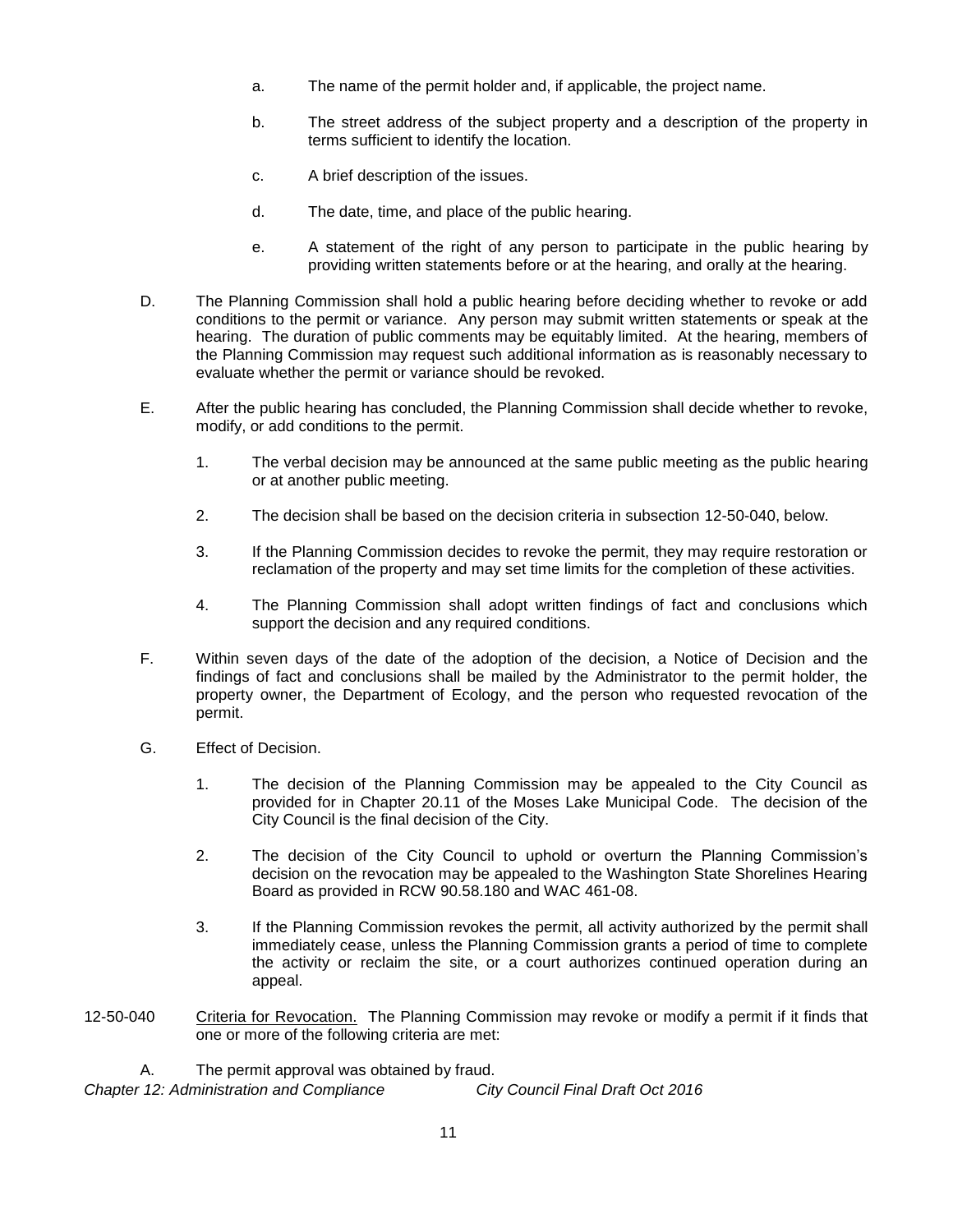a. The name of the permit holder and, if applicable, the project name.

b. The street address of the subject property and a description of the property in terms sufficient to identify the location.

c. A brief description of the issues.

d. The date, time, and place of the public hearing.

e. A statement of the right of any person to participate in the public hearing by providing written statements before or at the hearing, and orally at the hearing.

D. The Planning Commission shall hold a public hearing before deciding whether to revoke or add conditions to the permit or variance. Any person may submit written statements or speak at the hearing. The duration of public comments may be equitably limited. At the hearing, members of the Planning Commission may request such additional information as is reasonably necessary to evaluate whether the permit or variance should be revoked.

E. After the public hearing has concluded, the Planning Commission shall decide whether to revoke, modify, or add conditions to the permit.

1. The verbal decision may be announced at the same public meeting as the public hearing or at another public meeting.

2. The decision shall be based on the decision criteria in subsection 12-50-040, below.

3. If the Planning Commission decides to revoke the permit, they may require restoration or reclamation of the property and may set time limits for the completion of these activities.

4. The Planning Commission shall adopt written findings of fact and conclusions which support the decision and any required conditions.

F. Within seven days of the date of the adoption of the decision, a Notice of Decision and the findings of fact and conclusions shall be mailed by the Administrator to the permit holder, the property owner, the Department of Ecology, and the person who requested revocation of the permit.

G. Effect of Decision.

1. The decision of the Planning Commission may be appealed to the City Council as provided for in Chapter 20.11 of the Moses Lake Municipal Code. The decision of the City Council is the final decision of the City.

2. The decision of the City Council to uphold or overturn the Planning Commission's decision on the revocation may be appealed to the Washington State Shorelines Hearing Board as provided in RCW 90.58.180 and WAC 461-08.

3. If the Planning Commission revokes the permit, all activity authorized by the permit shall immediately cease, unless the Planning Commission grants a period of time to complete the activity or reclaim the site, or a court authorizes continued operation during an appeal.

12-50-040 Criteria for Revocation. The Planning Commission may revoke or modify a permit if it finds that one or more of the following criteria are met:

A. The permit approval was obtained by fraud.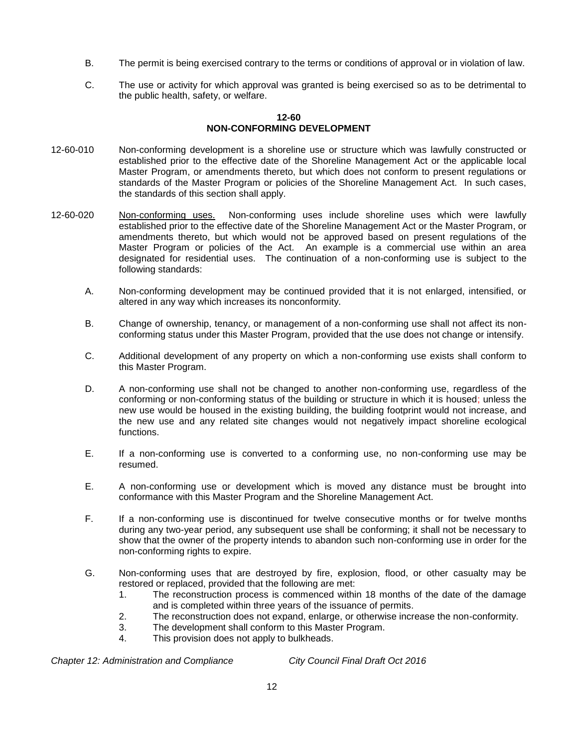B. The permit is being exercised contrary to the terms or conditions of approval or in violation of law.

C. The use or activity for which approval was granted is being exercised so as to be detrimental to the public health, safety, or welfare.

## 12-60 NON-CONFORMING DEVELOPMENT

12-60-010 Non-conforming development is a shoreline use or structure which was lawfully constructed or established prior to the effective date of the Shoreline Management Act or the applicable local Master Program, or amendments thereto, but which does not conform to present regulations or standards of the Master Program or policies of the Shoreline Management Act. In such cases, the standards of this section shall apply.

12-60-020 Non-conforming uses. Non-conforming uses include shoreline uses which were lawfully established prior to the effective date of the Shoreline Management Act or the Master Program, or amendments thereto, but which would not be approved based on present regulations of the Master Program or policies of the Act. An example is a commercial use within an area designated for residential uses. The continuation of a non-conforming use is subject to the following standards:

A. Non-conforming development may be continued provided that it is not enlarged, intensified, or altered in any way which increases its nonconformity.

B. Change of ownership, tenancy, or management of a non-conforming use shall not affect its non-conforming status under this Master Program, provided that the use does not change or intensify.

C. Additional development of any property on which a non-conforming use exists shall conform to this Master Program.

D. A non-conforming use shall not be changed to another non-conforming use, regardless of the conforming or non-conforming status of the building or structure in which it is housed; unless the new use would be housed in the existing building, the building footprint would not increase, and the new use and any related site changes would not negatively impact shoreline ecological functions.

E. If a non-conforming use is converted to a conforming use, no non-conforming use may be resumed.

E. A non-conforming use or development which is moved any distance must be brought into conformance with this Master Program and the Shoreline Management Act.

F. If a non-conforming use is discontinued for twelve consecutive months or for twelve months during any two-year period, any subsequent use shall be conforming; it shall not be necessary to show that the owner of the property intends to abandon such non-conforming use in order for the non-conforming rights to expire.

G. Non-conforming uses that are destroyed by fire, explosion, flood, or other casualty may be restored or replaced, provided that the following are met:

1. The reconstruction process is commenced within 18 months of the date of the damage and is completed within three years of the issuance of permits.
2. The reconstruction does not expand, enlarge, or otherwise increase the non-conformity.
3. The development shall conform to this Master Program.
4. This provision does not apply to bulkheads.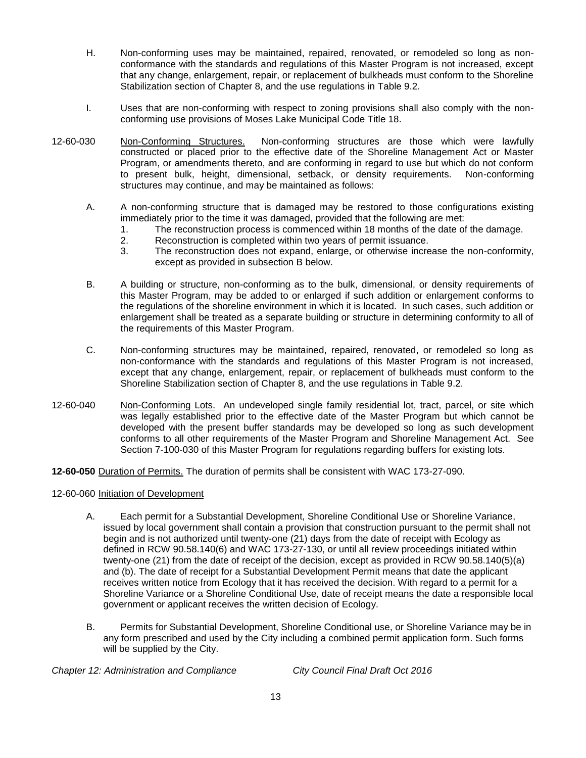H. Non-conforming uses may be maintained, repaired, renovated, or remodeled so long as non-conformance with the standards and regulations of this Master Program is not increased, except that any change, enlargement, repair, or replacement of bulkheads must conform to the Shoreline Stabilization section of Chapter 8, and the use regulations in Table 9.2.

I. Uses that are non-conforming with respect to zoning provisions shall also comply with the non-conforming use provisions of Moses Lake Municipal Code Title 18.

12-60-030 Non-Conforming Structures. Non-conforming structures are those which were lawfully constructed or placed prior to the effective date of the Shoreline Management Act or Master Program, or amendments thereto, and are conforming in regard to use but which do not conform to present bulk, height, dimensional, setback, or density requirements. Non-conforming structures may continue, and may be maintained as follows:

A. A non-conforming structure that is damaged may be restored to those configurations existing immediately prior to the time it was damaged, provided that the following are met:
   1. The reconstruction process is commenced within 18 months of the date of the damage.
   2. Reconstruction is completed within two years of permit issuance.
   3. The reconstruction does not expand, enlarge, or otherwise increase the non-conformity, except as provided in subsection B below.

B. A building or structure, non-conforming as to the bulk, dimensional, or density requirements of this Master Program, may be added to or enlarged if such addition or enlargement conforms to the regulations of the shoreline environment in which it is located. In such cases, such addition or enlargement shall be treated as a separate building or structure in determining conformity to all of the requirements of this Master Program.

C. Non-conforming structures may be maintained, repaired, renovated, or remodeled so long as non-conformance with the standards and regulations of this Master Program is not increased, except that any change, enlargement, repair, or replacement of bulkheads must conform to the Shoreline Stabilization section of Chapter 8, and the use regulations in Table 9.2.

12-60-040 Non-Conforming Lots. An undeveloped single family residential lot, tract, parcel, or site which was legally established prior to the effective date of the Master Program but which cannot be developed with the present buffer standards may be developed so long as such development conforms to all other requirements of the Master Program and Shoreline Management Act. See Section 7-100-030 of this Master Program for regulations regarding buffers for existing lots.

**12-60-050** Duration of Permits. The duration of permits shall be consistent with WAC 173-27-090.

12-60-060 Initiation of Development

A. Each permit for a Substantial Development, Shoreline Conditional Use or Shoreline Variance, issued by local government shall contain a provision that construction pursuant to the permit shall not begin and is not authorized until twenty-one (21) days from the date of receipt with Ecology as defined in RCW 90.58.140(6) and WAC 173-27-130, or until all review proceedings initiated within twenty-one (21) from the date of receipt of the decision, except as provided in RCW 90.58.140(5)(a) and (b). The date of receipt for a Substantial Development Permit means that date the applicant receives written notice from Ecology that it has received the decision. With regard to a permit for a Shoreline Variance or a Shoreline Conditional Use, date of receipt means the date a responsible local government or applicant receives the written decision of Ecology.

B. Permits for Substantial Development, Shoreline Conditional use, or Shoreline Variance may be in any form prescribed and used by the City including a combined permit application form. Such forms will be supplied by the City.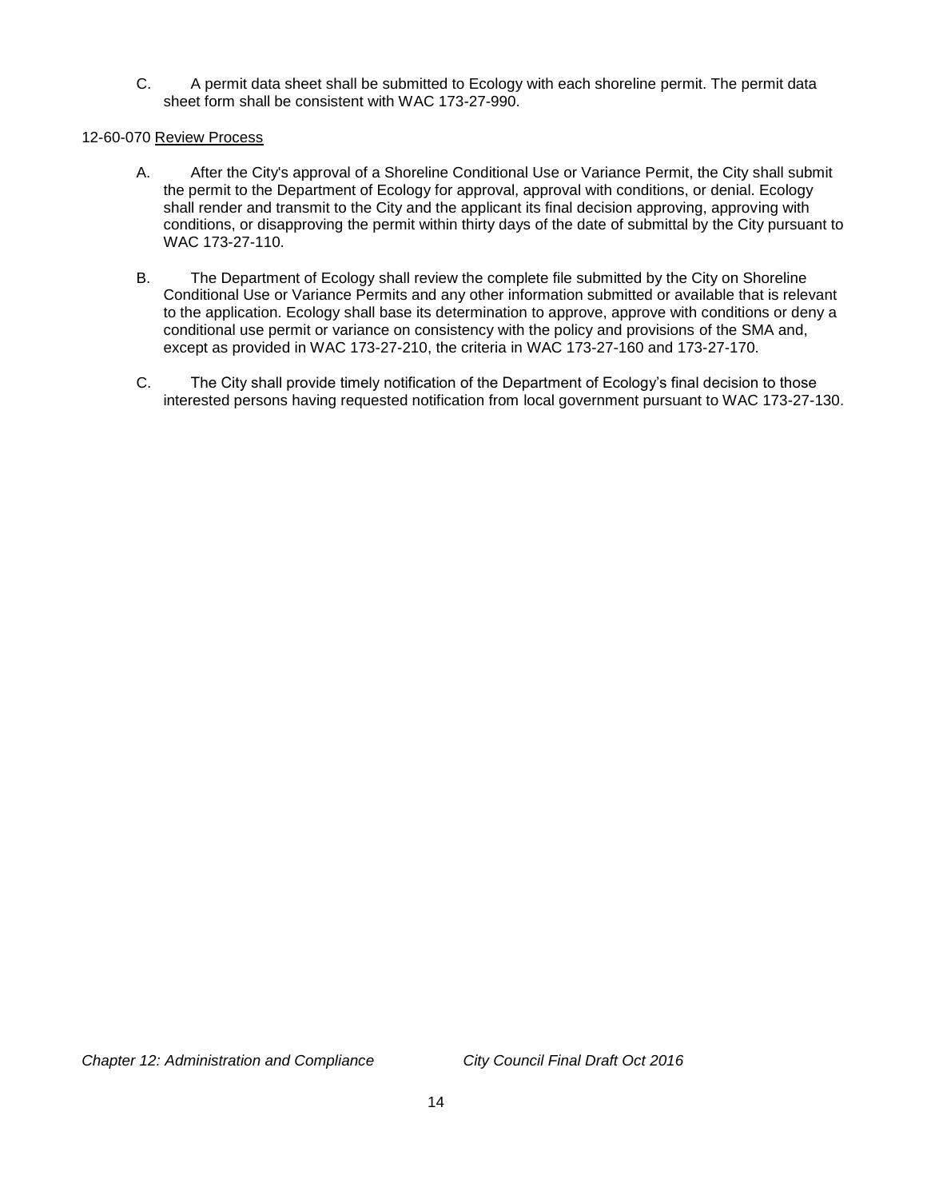C. A permit data sheet shall be submitted to Ecology with each shoreline permit. The permit data sheet form shall be consistent with WAC 173-27-990.

12-60-070 Review Process

A. After the City's approval of a Shoreline Conditional Use or Variance Permit, the City shall submit the permit to the Department of Ecology for approval, approval with conditions, or denial. Ecology shall render and transmit to the City and the applicant its final decision approving, approving with conditions, or disapproving the permit within thirty days of the date of submittal by the City pursuant to WAC 173-27-110.

B. The Department of Ecology shall review the complete file submitted by the City on Shoreline Conditional Use or Variance Permits and any other information submitted or available that is relevant to the application. Ecology shall base its determination to approve, approve with conditions or deny a conditional use permit or variance on consistency with the policy and provisions of the SMA and, except as provided in WAC 173-27-210, the criteria in WAC 173-27-160 and 173-27-170.

C. The City shall provide timely notification of the Department of Ecology's final decision to those interested persons having requested notification from local government pursuant to WAC 173-27-130.